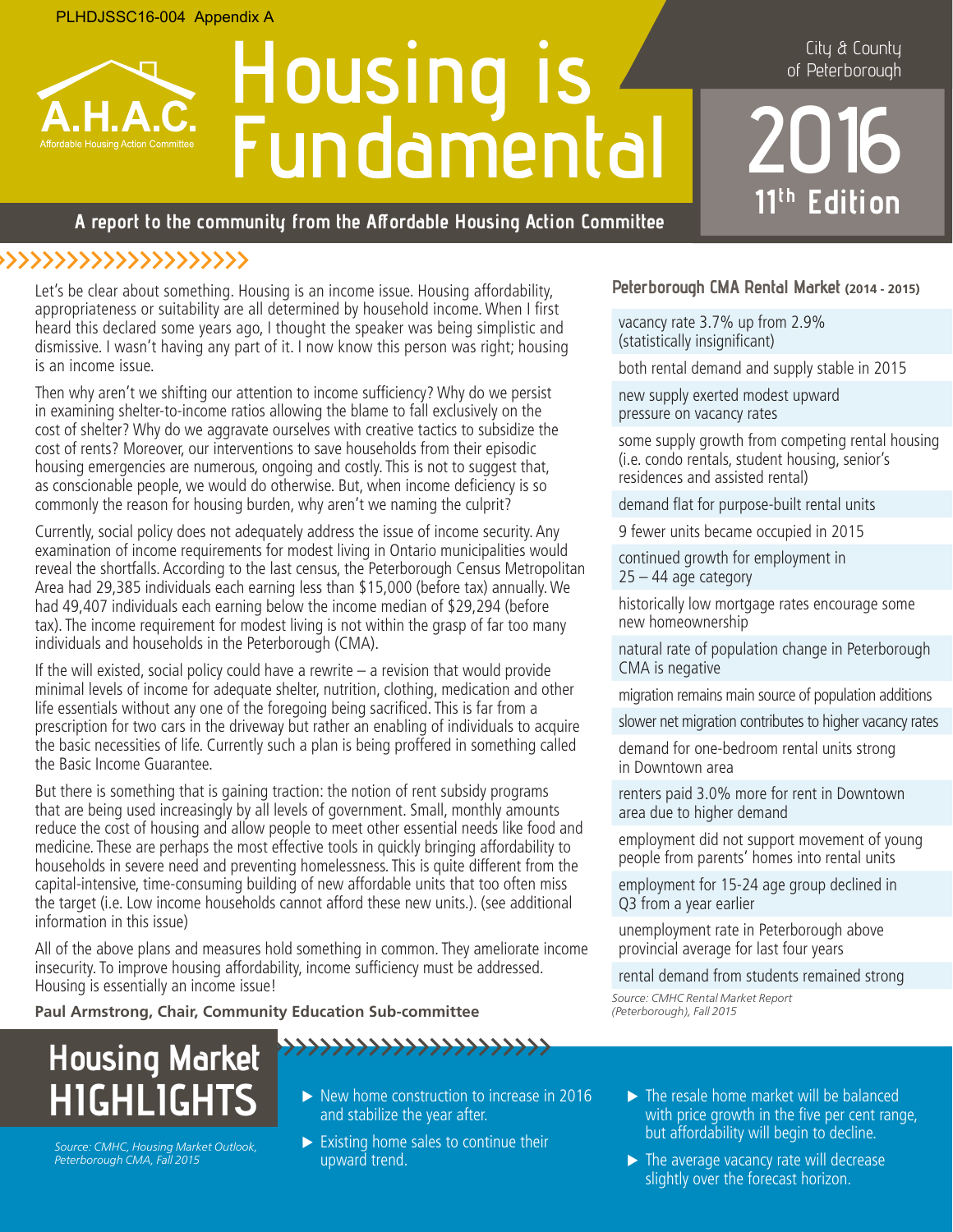PLHDJSSC16-004 Appendix A

A.H.A.C. Affordable Housing Action Committee

# Housing is Fundamental

City & County of Peterborough

**2016 11th Edition**

**A report to the community from the Affordable Housing Action Committee**

Let's be clear about something. Housing is an income issue. Housing affordability, appropriateness or suitability are all determined by household income. When I first heard this declared some years ago, I thought the speaker was being simplistic and dismissive. I wasn't having any part of it. I now know this person was right; housing is an income issue.

Then why aren't we shifting our attention to income sufficiency? Why do we persist in examining shelter-to-income ratios allowing the blame to fall exclusively on the cost of shelter? Why do we aggravate ourselves with creative tactics to subsidize the cost of rents? Moreover, our interventions to save households from their episodic housing emergencies are numerous, ongoing and costly. This is not to suggest that, as conscionable people, we would do otherwise. But, when income deficiency is so commonly the reason for housing burden, why aren't we naming the culprit?

Currently, social policy does not adequately address the issue of income security. Any examination of income requirements for modest living in Ontario municipalities would reveal the shortfalls. According to the last census, the Peterborough Census Metropolitan Area had 29,385 individuals each earning less than $15,000 (before tax) annually. We had 49,407 individuals each earning below the income median of $29,294 (before tax). The income requirement for modest living is not within the grasp of far too many individuals and households in the Peterborough (CMA).

If the will existed, social policy could have a rewrite – a revision that would provide minimal levels of income for adequate shelter, nutrition, clothing, medication and other life essentials without any one of the foregoing being sacrificed. This is far from a prescription for two cars in the driveway but rather an enabling of individuals to acquire the basic necessities of life. Currently such a plan is being proffered in something called the Basic Income Guarantee.

But there is something that is gaining traction: the notion of rent subsidy programs that are being used increasingly by all levels of government. Small, monthly amounts reduce the cost of housing and allow people to meet other essential needs like food and medicine. These are perhaps the most effective tools in quickly bringing affordability to households in severe need and preventing homelessness. This is quite different from the capital-intensive, time-consuming building of new affordable units that too often miss the target (i.e. Low income households cannot afford these new units.). (see additional information in this issue)

All of the above plans and measures hold something in common. They ameliorate income insecurity. To improve housing affordability, income sufficiency must be addressed. Housing is essentially an income issue!

**Paul Armstrong, Chair, Community Education Sub-committee**

## Peterborough CMA Rental Market (2014 - 2015)

- vacancy rate 3.7% up from 2.9% (statistically insignificant)
- both rental demand and supply stable in 2015
- new supply exerted modest upward pressure on vacancy rates
- some supply growth from competing rental housing (i.e. condo rentals, student housing, senior's residences and assisted rental)
- demand flat for purpose-built rental units
- 9 fewer units became occupied in 2015
- continued growth for employment in 25 – 44 age category
- historically low mortgage rates encourage some new homeownership
- natural rate of population change in Peterborough CMA is negative
- migration remains main source of population additions
- slower net migration contributes to higher vacancy rates
- demand for one-bedroom rental units strong in Downtown area
- renters paid 3.0% more for rent in Downtown area due to higher demand
- employment did not support movement of young people from parents' homes into rental units
- employment for 15-24 age group declined in Q3 from a year earlier
- unemployment rate in Peterborough above provincial average for last four years
- rental demand from students remained strong

*Source: CMHC Rental Market Report (Peterborough), Fall 2015*

## Housing Market HIGHLIGHTS

*Source: CMHC, Housing Market Outlook, Peterborough CMA, Fall 2015*

- New home construction to increase in 2016 and stabilize the year after.
- Existing home sales to continue their upward trend.
- The resale home market will be balanced with price growth in the five per cent range, but affordability will begin to decline.
- The average vacancy rate will decrease slightly over the forecast horizon.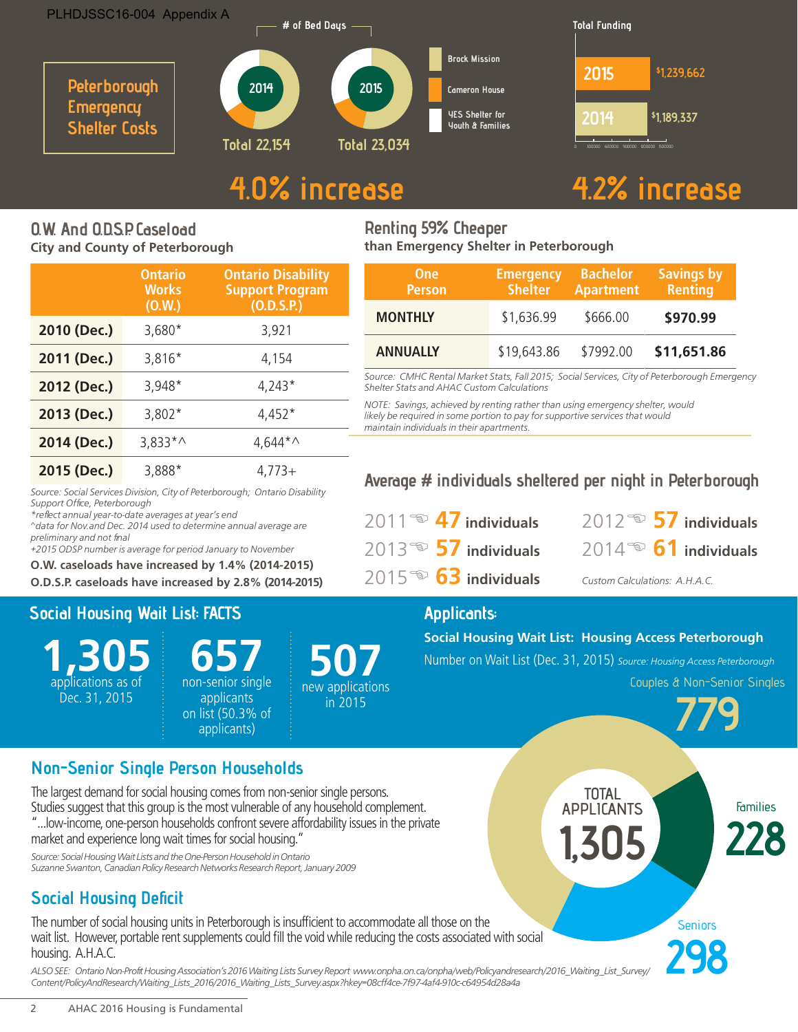PLHDJSSC16-004 Appendix A

# Peterborough Emergency Shelter Costs

**# of Bed Days**

- 2014: Total 22,154
- 2015: Total 23,034

Brock Mission | Cameron House | YES Shelter for Youth & Families

**4.0% increase**

**Total Funding**

- 2015: $1,239,662
- 2014: $1,189,337

**4.2% increase**

## O.W. And O.D.S.P. Caseload

**City and County of Peterborough**

| | Ontario Works (O.W.) | Ontario Disability Support Program (O.D.S.P.) |
|---|---|---|
| 2010 (Dec.) | 3,680* | 3,921 |
| 2011 (Dec.) | 3,816* | 4,154 |
| 2012 (Dec.) | 3,948* | 4,243* |
| 2013 (Dec.) | 3,802* | 4,452* |
| 2014 (Dec.) | 3,833*^ | 4,644*^ |
| 2015 (Dec.) | 3,888* | 4,773+ |

*Source: Social Services Division, City of Peterborough; Ontario Disability Support Office, Peterborough*
*\*reflect annual year-to-date averages at year's end*
*^data for Nov.and Dec. 2014 used to determine annual average are preliminary and not final*
*+2015 ODSP number is average for period January to November*

**O.W. caseloads have increased by 1.4% (2014-2015)**
**O.D.S.P. caseloads have increased by 2.8% (2014-2015)**

## Renting 59% Cheaper

**than Emergency Shelter in Peterborough**

| One Person | Emergency Shelter | Bachelor Apartment | Savings by Renting |
|---|---|---|---|
| MONTHLY | $1,636.99 | $666.00 | **$970.99** |
| ANNUALLY | $19,643.86 | $7992.00 | **$11,651.86** |

*Source: CMHC Rental Market Stats, Fall 2015; Social Services, City of Peterborough Emergency Shelter Stats and AHAC Custom Calculations*

*NOTE: Savings, achieved by renting rather than using emergency shelter, would likely be required in some portion to pay for supportive services that would maintain individuals in their apartments.*

## Average # individuals sheltered per night in Peterborough

- 2011 ☜ **47** individuals
- 2012 ☜ **57** individuals
- 2013 ☜ **57** individuals
- 2014 ☜ **61** individuals
- 2015 ☜ **63** individuals

*Custom Calculations: A.H.A.C.*

## Social Housing Wait List: FACTS

- **1,305** applications as of Dec. 31, 2015
- **657** non-senior single applicants on list (50.3% of applicants)
- **507** new applications in 2015

## Applicants:

**Social Housing Wait List: Housing Access Peterborough**

Number on Wait List (Dec. 31, 2015) *Source: Housing Access Peterborough*

- Couples & Non-Senior Singles: 779
- Families: 228
- Seniors: 298
- TOTAL APPLICANTS: 1,305

## Non-Senior Single Person Households

The largest demand for social housing comes from non-senior single persons. Studies suggest that this group is the most vulnerable of any household complement. "...low-income, one-person households confront severe affordability issues in the private market and experience long wait times for social housing."

*Source: Social Housing Wait Lists and the One-Person Household in Ontario*
*Suzanne Swanton, Canadian Policy Research Networks Research Report, January 2009*

## Social Housing Deficit

The number of social housing units in Peterborough is insufficient to accommodate all those on the wait list. However, portable rent supplements could fill the void while reducing the costs associated with social housing. A.H.A.C.

*ALSO SEE: Ontario Non-Profit Housing Association's 2016 Waiting Lists Survey Report www.onpha.on.ca/onpha/web/Policyandresearch/2016_Waiting_List_Survey/Content/PolicyAndResearch/Waiting_Lists_2016/2016_Waiting_Lists_Survey.aspx?hkey=08cff4ce-7f97-4af4-910c-c64954d28a4a*

AHAC 2016 Housing is Fundamental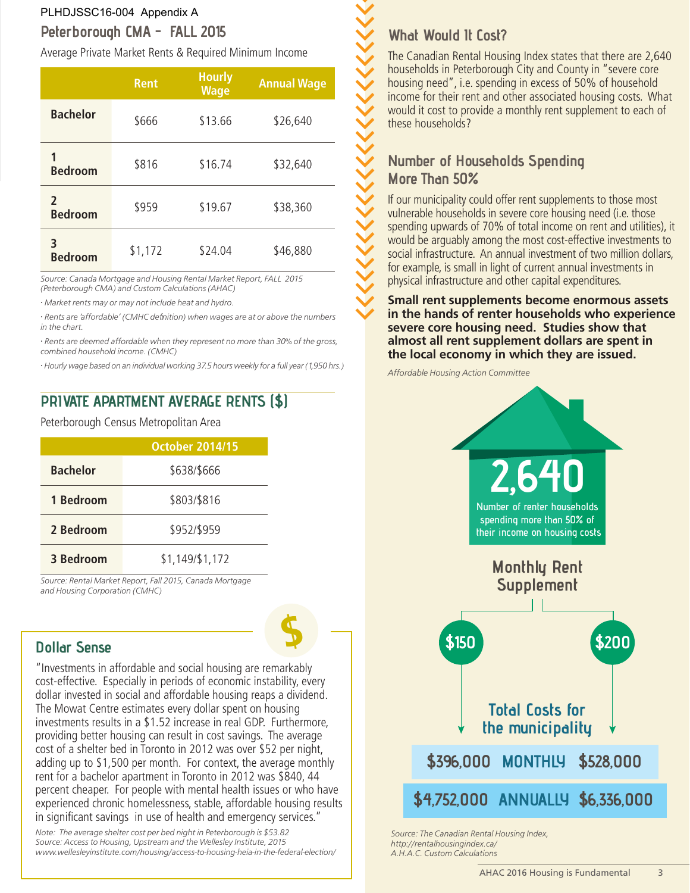PLHDJSSC16-004 Appendix A

## Peterborough CMA - FALL 2015

Average Private Market Rents & Required Minimum Income

| | Rent | Hourly Wage | Annual Wage |
|---|---|---|---|
| **Bachelor** | $666 | $13.66 | $26,640 |
| **1 Bedroom** | $816 | $16.74 | $32,640 |
| **2 Bedroom** | $959 | $19.67 | $38,360 |
| **3 Bedroom** | $1,172 | $24.04 | $46,880 |

*Source: Canada Mortgage and Housing Rental Market Report, FALL 2015 (Peterborough CMA) and Custom Calculations (AHAC)*

*· Market rents may or may not include heat and hydro.*

*· Rents are 'affordable' (CMHC definition) when wages are at or above the numbers in the chart.*

*· Rents are deemed affordable when they represent no more than 30% of the gross, combined household income. (CMHC)*

*· Hourly wage based on an individual working 37.5 hours weekly for a full year (1,950 hrs.)*

## PRIVATE APARTMENT AVERAGE RENTS ($)

Peterborough Census Metropolitan Area

| | October 2014/15 |
|---|---|
| **Bachelor** | $638/$666 |
| **1 Bedroom** | $803/$816 |
| **2 Bedroom** | $952/$959 |
| **3 Bedroom** | $1,149/$1,172 |

*Source: Rental Market Report, Fall 2015, Canada Mortgage and Housing Corporation (CMHC)*

### Dollar Sense

"Investments in affordable and social housing are remarkably cost-effective. Especially in periods of economic instability, every dollar invested in social and affordable housing reaps a dividend. The Mowat Centre estimates every dollar spent on housing investments results in a $1.52 increase in real GDP. Furthermore, providing better housing can result in cost savings. The average cost of a shelter bed in Toronto in 2012 was over $52 per night, adding up to $1,500 per month. For context, the average monthly rent for a bachelor apartment in Toronto in 2012 was $840, 44 percent cheaper. For people with mental health issues or who have experienced chronic homelessness, stable, affordable housing results in significant savings in use of health and emergency services."

*Note: The average shelter cost per bed night in Peterborough is $53.82*
*Source: Access to Housing, Upstream and the Wellesley Institute, 2015*
*www.wellesleyinstitute.com/housing/access-to-housing-heia-in-the-federal-election/*

## What Would It Cost?

The Canadian Rental Housing Index states that there are 2,640 households in Peterborough City and County in "severe core housing need", i.e. spending in excess of 50% of household income for their rent and other associated housing costs. What would it cost to provide a monthly rent supplement to each of these households?

## Number of Households Spending More Than 50%

If our municipality could offer rent supplements to those most vulnerable households in severe core housing need (i.e. those spending upwards of 70% of total income on rent and utilities), it would be arguably among the most cost-effective investments to social infrastructure. An annual investment of two million dollars, for example, is small in light of current annual investments in physical infrastructure and other capital expenditures.

**Small rent supplements become enormous assets in the hands of renter households who experience severe core housing need. Studies show that almost all rent supplement dollars are spent in the local economy in which they are issued.**

*Affordable Housing Action Committee*

**2,640**

Number of renter households spending more than 50% of their income on housing costs

Monthly Rent Supplement

| | $150 | $200 |
|---|---|---|
| **Total Costs for the municipality** | | |
| MONTHLY | $396,000 | $528,000 |
| ANNUALLY | $4,752,000 | $6,336,000 |

*Source: The Canadian Rental Housing Index, http://rentalhousingindex.ca/*
*A.H.A.C. Custom Calculations*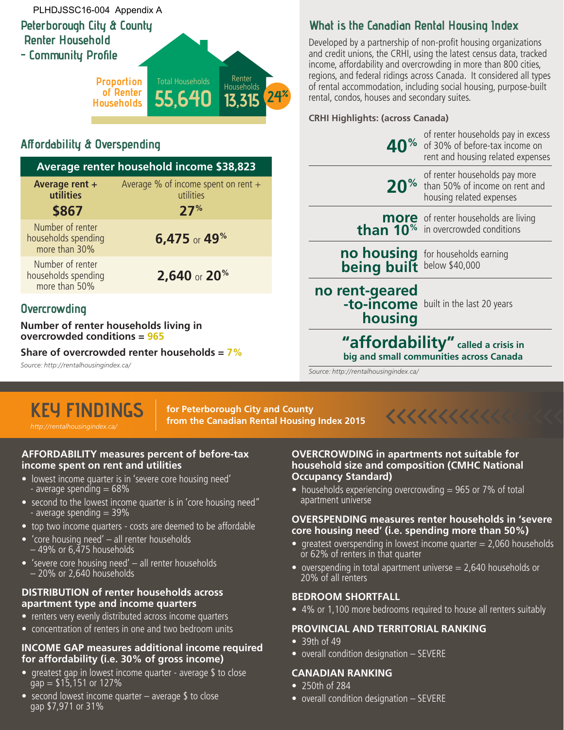PLHDJSSC16-004 Appendix A

# Peterborough City & County Renter Household - Community Profile

Proportion of Renter Households

Total Households **55,640**

Renter Households **13,315**

**24%**

## Affordability & Overspending

| Average renter household income $38,823 | |
|---|---|
| **Average rent + utilities** | Average % of income spent on rent + utilities |
| **$867** | **27%** |
| Number of renter households spending more than 30% | **6,475** or **49%** |
| Number of renter households spending more than 50% | **2,640** or **20%** |

## Overcrowding

**Number of renter households living in overcrowded conditions = 965**

**Share of overcrowded renter households = 7%**

*Source: http://rentalhousingindex.ca/*

## What is the Canadian Rental Housing Index

Developed by a partnership of non-profit housing organizations and credit unions, the CRHI, using the latest census data, tracked income, affordability and overcrowding in more than 800 cities, regions, and federal ridings across Canada. It considered all types of rental accommodation, including social housing, purpose-built rental, condos, houses and secondary suites.

**CRHI Highlights: (across Canada)**

- **40%** of renter households pay in excess of 30% of before-tax income on rent and housing related expenses
- **20%** of renter households pay more than 50% of income on rent and housing related expenses
- **more than 10%** of renter households are living in overcrowded conditions
- **no housing being built** for households earning below $40,000
- **no rent-geared-to-income housing** built in the last 20 years
- **"affordability"** called a crisis in big and small communities across Canada

*Source: http://rentalhousingindex.ca/*

# KEY FINDINGS

*http://rentalhousingindex.ca/*

**for Peterborough City and County from the Canadian Rental Housing Index 2015**

### AFFORDABILITY measures percent of before-tax income spent on rent and utilities

- lowest income quarter is in 'severe core housing need' - average spending = 68%
- second to the lowest income quarter is in 'core housing need" - average spending = 39%
- top two income quarters - costs are deemed to be affordable
- 'core housing need' – all renter households – 49% or 6,475 households
- 'severe core housing need' – all renter households – 20% or 2,640 households

### DISTRIBUTION of renter households across apartment type and income quarters

- renters very evenly distributed across income quarters
- concentration of renters in one and two bedroom units

### INCOME GAP measures additional income required for affordability (i.e. 30% of gross income)

- greatest gap in lowest income quarter - average $ to close gap = $15,151 or 127%
- second lowest income quarter – average $ to close gap $7,971 or 31%

### OVERCROWDING in apartments not suitable for household size and composition (CMHC National Occupancy Standard)

- households experiencing overcrowding = 965 or 7% of total apartment universe

### OVERSPENDING measures renter households in 'severe core housing need' (i.e. spending more than 50%)

- greatest overspending in lowest income quarter = 2,060 households or 62% of renters in that quarter
- overspending in total apartment universe = 2,640 households or 20% of all renters

### BEDROOM SHORTFALL

- 4% or 1,100 more bedrooms required to house all renters suitably

### PROVINCIAL AND TERRITORIAL RANKING

- 39th of 49
- overall condition designation – SEVERE

### CANADIAN RANKING

- 250th of 284
- overall condition designation – SEVERE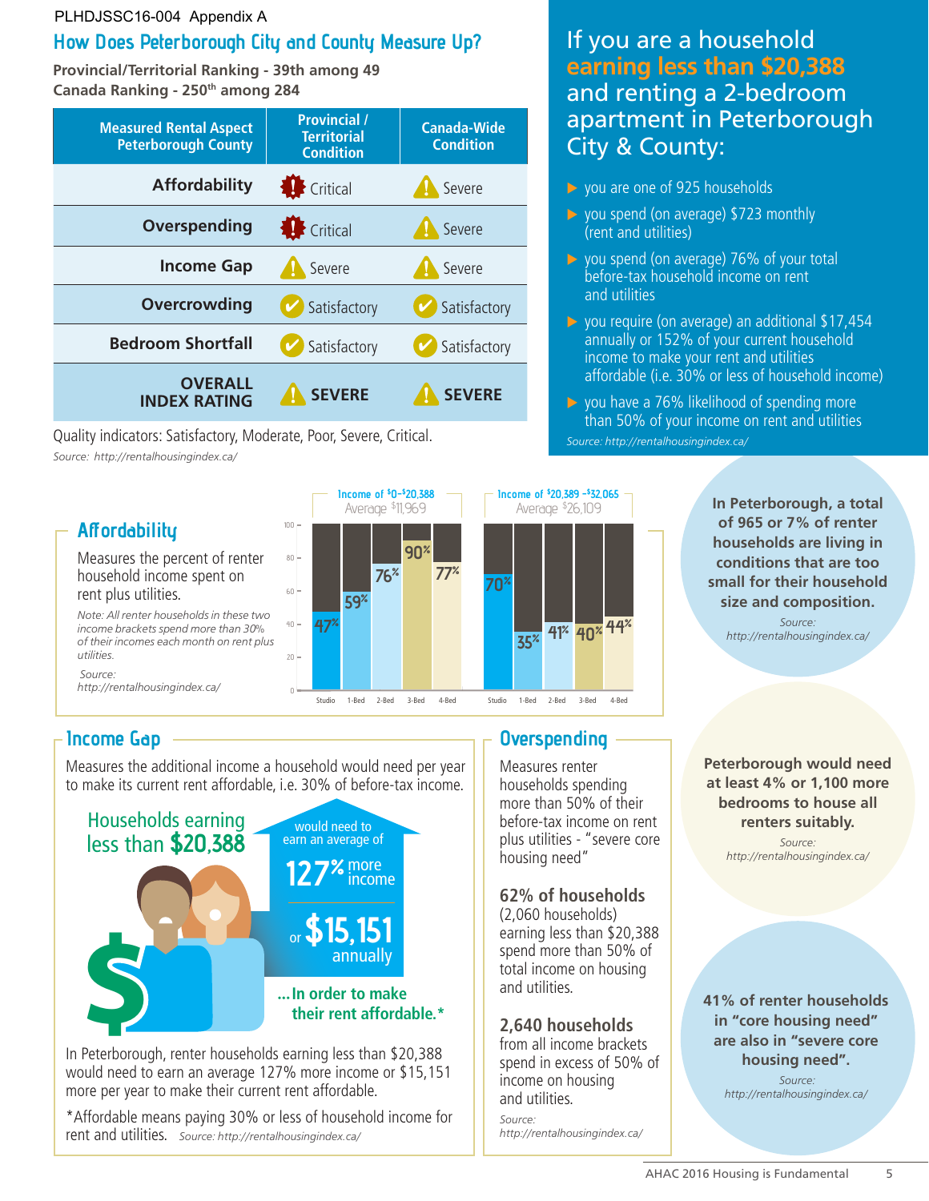PLHDJSSC16-004 Appendix A

## How Does Peterborough City and County Measure Up?

**Provincial/Territorial Ranking - 39th among 49**
**Canada Ranking - 250th among 284**

| Measured Rental Aspect Peterborough County | Provincial / Territorial Condition | Canada-Wide Condition |
|---|---|---|
| **Affordability** | Critical | Severe |
| **Overspending** | Critical | Severe |
| **Income Gap** | Severe | Severe |
| **Overcrowding** | Satisfactory | Satisfactory |
| **Bedroom Shortfall** | Satisfactory | Satisfactory |
| **OVERALL INDEX RATING** | **SEVERE** | **SEVERE** |

Quality indicators: Satisfactory, Moderate, Poor, Severe, Critical.

*Source: http://rentalhousingindex.ca/*

## If you are a household earning less than $20,388 and renting a 2-bedroom apartment in Peterborough City & County:

- you are one of 925 households
- you spend (on average) $723 monthly (rent and utilities)
- you spend (on average) 76% of your total before-tax household income on rent and utilities
- you require (on average) an additional $17,454 annually or 152% of your current household income to make your rent and utilities affordable (i.e. 30% or less of household income)
- you have a 76% likelihood of spending more than 50% of your income on rent and utilities

*Source: http://rentalhousingindex.ca/*

## Affordability

Measures the percent of renter household income spent on rent plus utilities.

*Note: All renter households in these two income brackets spend more than 30% of their incomes each month on rent plus utilities.*

*Source: http://rentalhousingindex.ca/*

| | Studio | 1-Bed | 2-Bed | 3-Bed | 4-Bed |
|---|---|---|---|---|---|
| Income of $0–$20,388 (Average $11,969) | 47% | 59% | 76% | 90% | 77% |
| Income of $20,389–$32,065 (Average $26,109) | 70% | 35% | 41% | 40% | 44% |

**In Peterborough, a total of 965 or 7% of renter households are living in conditions that are too small for their household size and composition.**

*Source: http://rentalhousingindex.ca/*

## Income Gap

Measures the additional income a household would need per year to make its current rent affordable, i.e. 30% of before-tax income.

Households earning less than **$20,388** would need to earn an average of **127%** more income or **$15,151** annually

**...In order to make their rent affordable.***

In Peterborough, renter households earning less than $20,388 would need to earn an average 127% more income or $15,151 more per year to make their current rent affordable.

*Affordable means paying 30% or less of household income for rent and utilities. *Source: http://rentalhousingindex.ca/*

## Overspending

Measures renter households spending more than 50% of their before-tax income on rent plus utilities - "severe core housing need"

**62% of households** (2,060 households) earning less than $20,388 spend more than 50% of total income on housing and utilities.

**2,640 households** from all income brackets spend in excess of 50% of income on housing and utilities.

*Source: http://rentalhousingindex.ca/*

**Peterborough would need at least 4% or 1,100 more bedrooms to house all renters suitably.**

*Source: http://rentalhousingindex.ca/*

**41% of renter households in "core housing need" are also in "severe core housing need".**

*Source: http://rentalhousingindex.ca/*

AHAC 2016 Housing is Fundamental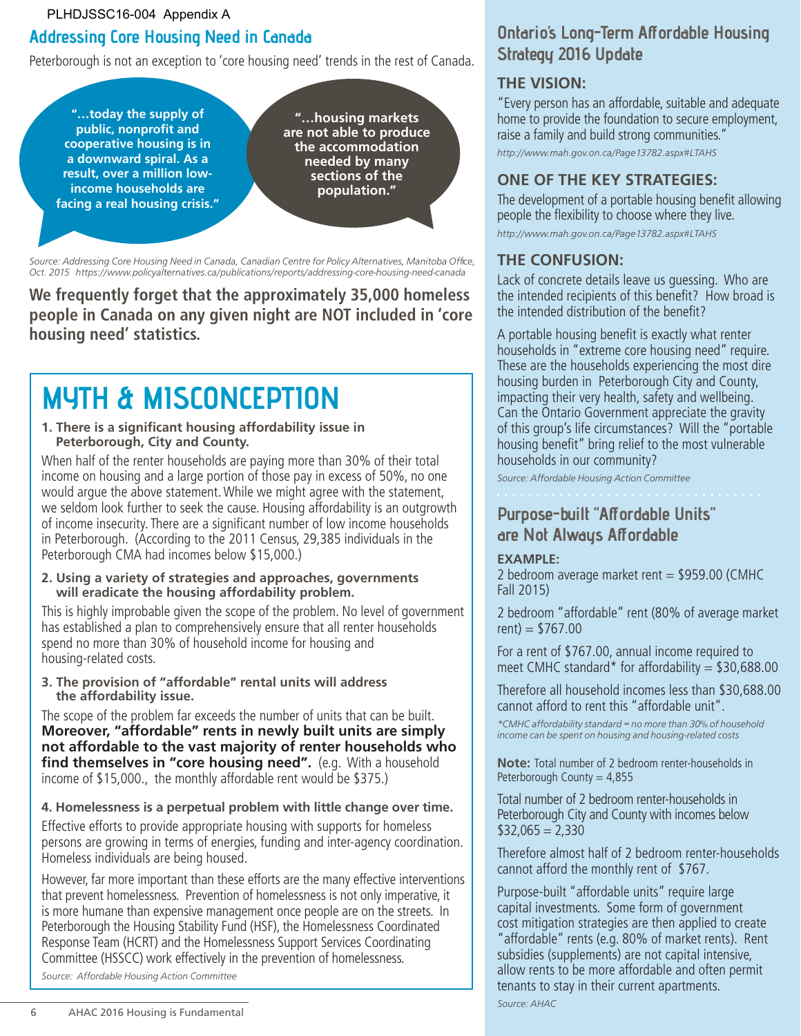PLHDJSSC16-004 Appendix A

## Addressing Core Housing Need in Canada

Peterborough is not an exception to 'core housing need' trends in the rest of Canada.

**"…today the supply of public, nonprofit and cooperative housing is in a downward spiral. As a result, over a million low-income households are facing a real housing crisis."**

**"…housing markets are not able to produce the accommodation needed by many sections of the population."**

*Source: Addressing Core Housing Need in Canada, Canadian Centre for Policy Alternatives, Manitoba Office, Oct. 2015 https://www.policyalternatives.ca/publications/reports/addressing-core-housing-need-canada*

**We frequently forget that the approximately 35,000 homeless people in Canada on any given night are NOT included in 'core housing need' statistics.**

## MYTH & MISCONCEPTION

**1. There is a significant housing affordability issue in Peterborough, City and County.**

When half of the renter households are paying more than 30% of their total income on housing and a large portion of those pay in excess of 50%, no one would argue the above statement. While we might agree with the statement, we seldom look further to seek the cause. Housing affordability is an outgrowth of income insecurity. There are a significant number of low income households in Peterborough. (According to the 2011 Census, 29,385 individuals in the Peterborough CMA had incomes below $15,000.)

**2. Using a variety of strategies and approaches, governments will eradicate the housing affordability problem.**

This is highly improbable given the scope of the problem. No level of government has established a plan to comprehensively ensure that all renter households spend no more than 30% of household income for housing and housing-related costs.

**3. The provision of "affordable" rental units will address the affordability issue.**

The scope of the problem far exceeds the number of units that can be built. **Moreover, "affordable" rents in newly built units are simply not affordable to the vast majority of renter households who find themselves in "core housing need".** (e.g. With a household income of $15,000., the monthly affordable rent would be $375.)

**4. Homelessness is a perpetual problem with little change over time.**

Effective efforts to provide appropriate housing with supports for homeless persons are growing in terms of energies, funding and inter-agency coordination. Homeless individuals are being housed.

However, far more important than these efforts are the many effective interventions that prevent homelessness. Prevention of homelessness is not only imperative, it is more humane than expensive management once people are on the streets. In Peterborough the Housing Stability Fund (HSF), the Homelessness Coordinated Response Team (HCRT) and the Homelessness Support Services Coordinating Committee (HSSCC) work effectively in the prevention of homelessness.

*Source: Affordable Housing Action Committee*

## Ontario's Long-Term Affordable Housing Strategy 2016 Update

### THE VISION:

"Every person has an affordable, suitable and adequate home to provide the foundation to secure employment, raise a family and build strong communities."

*http://www.mah.gov.on.ca/Page13782.aspx#LTAHS*

### ONE OF THE KEY STRATEGIES:

The development of a portable housing benefit allowing people the flexibility to choose where they live.

*http://www.mah.gov.on.ca/Page13782.aspx#LTAHS*

### THE CONFUSION:

Lack of concrete details leave us guessing. Who are the intended recipients of this benefit? How broad is the intended distribution of the benefit?

A portable housing benefit is exactly what renter households in "extreme core housing need" require. These are the households experiencing the most dire housing burden in Peterborough City and County, impacting their very health, safety and wellbeing. Can the Ontario Government appreciate the gravity of this group's life circumstances? Will the "portable housing benefit" bring relief to the most vulnerable households in our community?

*Source: Affordable Housing Action Committee*

## Purpose-built "Affordable Units" are Not Always Affordable

**EXAMPLE:**

2 bedroom average market rent = $959.00 (CMHC Fall 2015)

2 bedroom "affordable" rent (80% of average market rent) = $767.00

For a rent of $767.00, annual income required to meet CMHC standard* for affordability = $30,688.00

Therefore all household incomes less than $30,688.00 cannot afford to rent this "affordable unit".

*\*CMHC affordability standard = no more than 30% of household income can be spent on housing and housing-related costs*

**Note:** Total number of 2 bedroom renter-households in Peterborough County = 4,855

Total number of 2 bedroom renter-households in Peterborough City and County with incomes below $32,065 = 2,330

Therefore almost half of 2 bedroom renter-households cannot afford the monthly rent of $767.

Purpose-built "affordable units" require large capital investments. Some form of government cost mitigation strategies are then applied to create "affordable" rents (e.g. 80% of market rents). Rent subsidies (supplements) are not capital intensive, allow rents to be more affordable and often permit tenants to stay in their current apartments.

*Source: AHAC*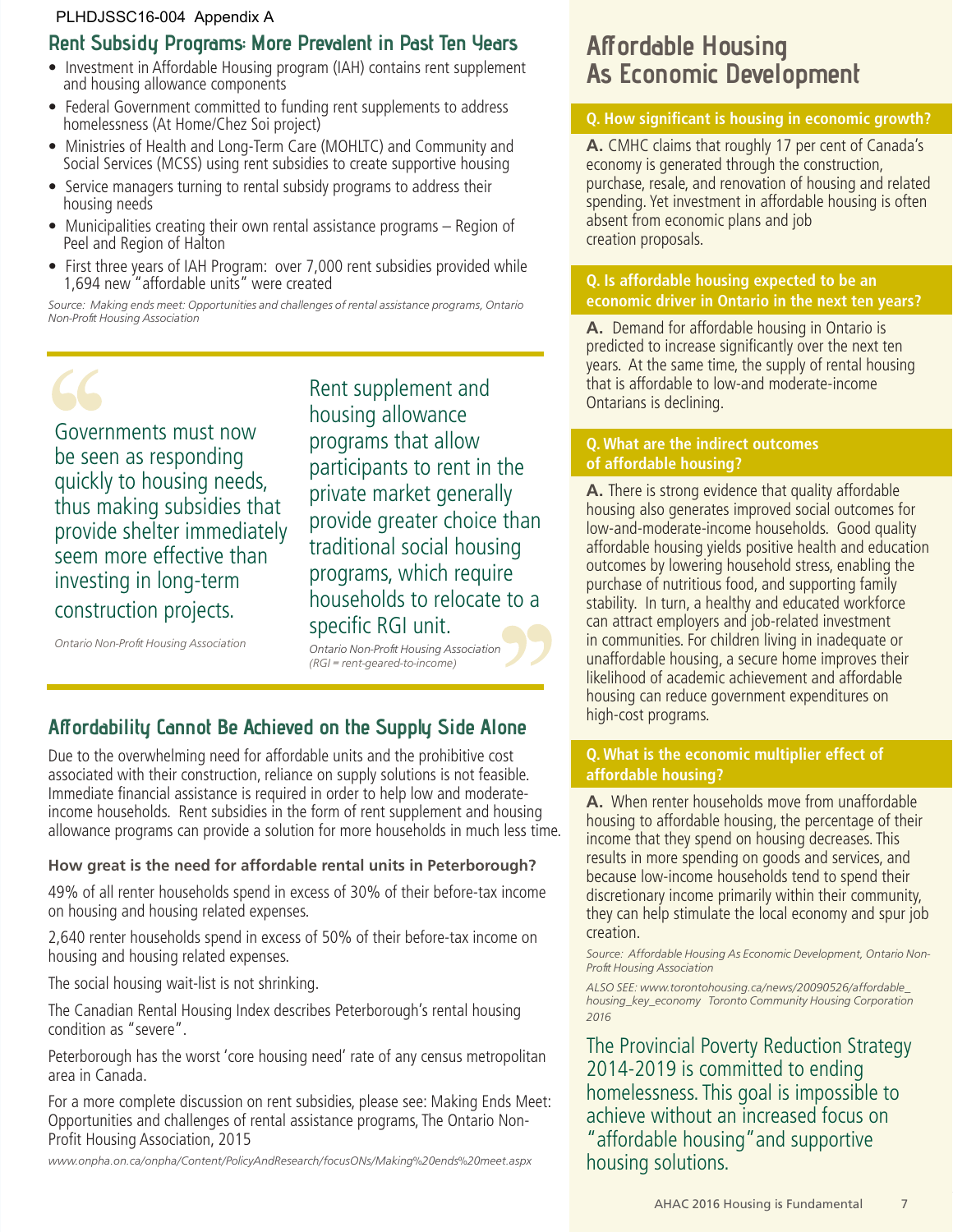PLHDJSSC16-004 Appendix A

## Rent Subsidy Programs: More Prevalent in Past Ten Years

- Investment in Affordable Housing program (IAH) contains rent supplement and housing allowance components
- Federal Government committed to funding rent supplements to address homelessness (At Home/Chez Soi project)
- Ministries of Health and Long-Term Care (MOHLTC) and Community and Social Services (MCSS) using rent subsidies to create supportive housing
- Service managers turning to rental subsidy programs to address their housing needs
- Municipalities creating their own rental assistance programs – Region of Peel and Region of Halton
- First three years of IAH Program: over 7,000 rent subsidies provided while 1,694 new "affordable units" were created

*Source: Making ends meet: Opportunities and challenges of rental assistance programs, Ontario Non-Profit Housing Association*

> Governments must now be seen as responding quickly to housing needs, thus making subsidies that provide shelter immediately seem more effective than investing in long-term construction projects.
>
> *Ontario Non-Profit Housing Association*

> Rent supplement and housing allowance programs that allow participants to rent in the private market generally provide greater choice than traditional social housing programs, which require households to relocate to a specific RGI unit.
>
> *Ontario Non-Profit Housing Association (RGI = rent-geared-to-income)*

## Affordability Cannot Be Achieved on the Supply Side Alone

Due to the overwhelming need for affordable units and the prohibitive cost associated with their construction, reliance on supply solutions is not feasible. Immediate financial assistance is required in order to help low and moderate-income households. Rent subsidies in the form of rent supplement and housing allowance programs can provide a solution for more households in much less time.

**How great is the need for affordable rental units in Peterborough?**

49% of all renter households spend in excess of 30% of their before-tax income on housing and housing related expenses.

2,640 renter households spend in excess of 50% of their before-tax income on housing and housing related expenses.

The social housing wait-list is not shrinking.

The Canadian Rental Housing Index describes Peterborough's rental housing condition as "severe".

Peterborough has the worst 'core housing need' rate of any census metropolitan area in Canada.

For a more complete discussion on rent subsidies, please see: Making Ends Meet: Opportunities and challenges of rental assistance programs, The Ontario Non-Profit Housing Association, 2015

*www.onpha.on.ca/onpha/Content/PolicyAndResearch/focusONs/Making%20ends%20meet.aspx*

## Affordable Housing As Economic Development

**Q. How significant is housing in economic growth?**

**A.** CMHC claims that roughly 17 per cent of Canada's economy is generated through the construction, purchase, resale, and renovation of housing and related spending. Yet investment in affordable housing is often absent from economic plans and job creation proposals.

**Q. Is affordable housing expected to be an economic driver in Ontario in the next ten years?**

**A.** Demand for affordable housing in Ontario is predicted to increase significantly over the next ten years. At the same time, the supply of rental housing that is affordable to low-and moderate-income Ontarians is declining.

**Q. What are the indirect outcomes of affordable housing?**

**A.** There is strong evidence that quality affordable housing also generates improved social outcomes for low-and-moderate-income households. Good quality affordable housing yields positive health and education outcomes by lowering household stress, enabling the purchase of nutritious food, and supporting family stability. In turn, a healthy and educated workforce can attract employers and job-related investment in communities. For children living in inadequate or unaffordable housing, a secure home improves their likelihood of academic achievement and affordable housing can reduce government expenditures on high-cost programs.

**Q. What is the economic multiplier effect of affordable housing?**

**A.** When renter households move from unaffordable housing to affordable housing, the percentage of their income that they spend on housing decreases. This results in more spending on goods and services, and because low-income households tend to spend their discretionary income primarily within their community, they can help stimulate the local economy and spur job creation.

*Source: Affordable Housing As Economic Development, Ontario Non-Profit Housing Association*

*ALSO SEE: www.torontohousing.ca/news/20090526/affordable_housing_key_economy Toronto Community Housing Corporation 2016*

The Provincial Poverty Reduction Strategy 2014-2019 is committed to ending homelessness. This goal is impossible to achieve without an increased focus on "affordable housing" and supportive housing solutions.

AHAC 2016 Housing is Fundamental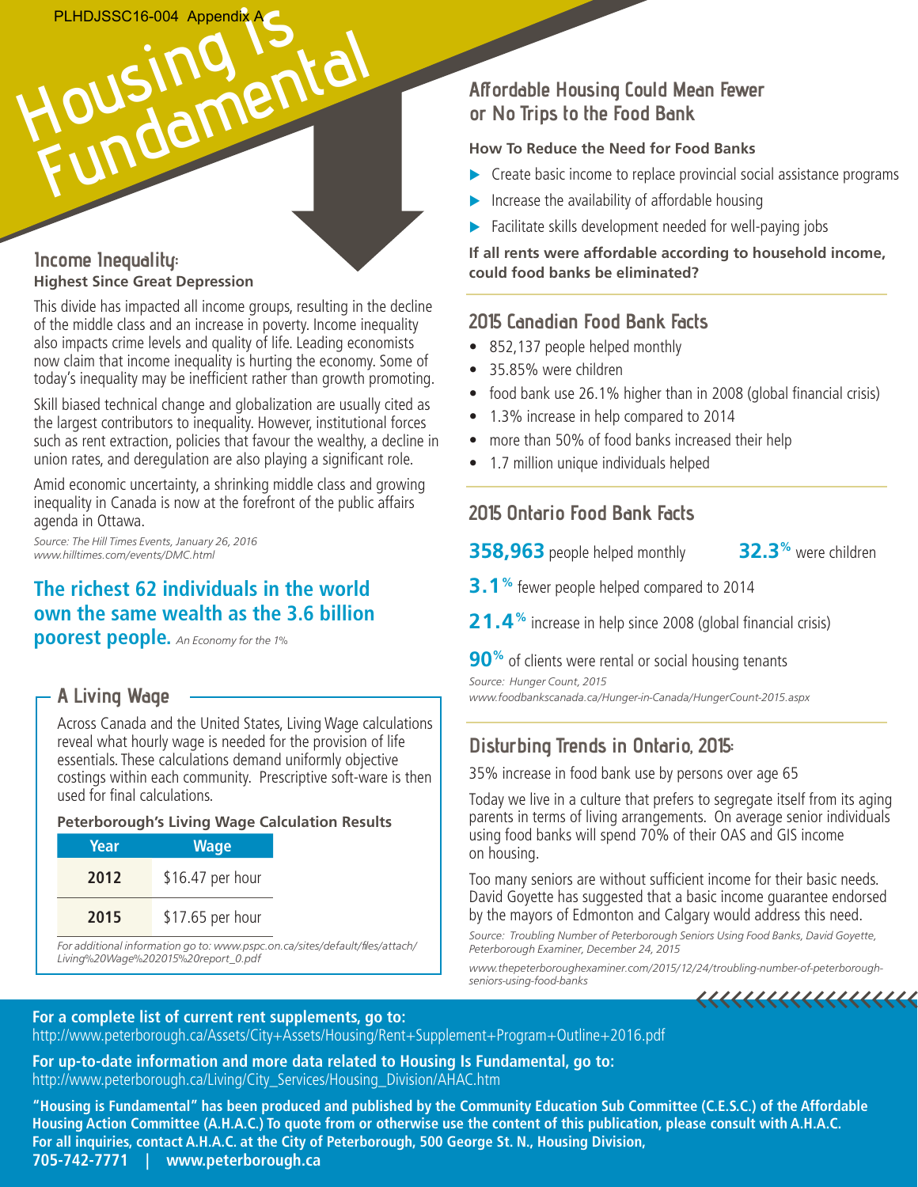PLHDJSSC16-004 Appendix A

# Housing is Fundamental

## Income Inequality:

**Highest Since Great Depression**

This divide has impacted all income groups, resulting in the decline of the middle class and an increase in poverty. Income inequality also impacts crime levels and quality of life. Leading economists now claim that income inequality is hurting the economy. Some of today's inequality may be inefficient rather than growth promoting.

Skill biased technical change and globalization are usually cited as the largest contributors to inequality. However, institutional forces such as rent extraction, policies that favour the wealthy, a decline in union rates, and deregulation are also playing a significant role.

Amid economic uncertainty, a shrinking middle class and growing inequality in Canada is now at the forefront of the public affairs agenda in Ottawa.

*Source: The Hill Times Events, January 26, 2016*
*www.hilltimes.com/events/DMC.html*

**The richest 62 individuals in the world own the same wealth as the 3.6 billion poorest people.** *An Economy for the 1%*

## A Living Wage

Across Canada and the United States, Living Wage calculations reveal what hourly wage is needed for the provision of life essentials. These calculations demand uniformly objective costings within each community. Prescriptive soft-ware is then used for final calculations.

**Peterborough's Living Wage Calculation Results**

| Year | Wage |
|---|---|
| **2012** | $16.47 per hour |
| **2015** | $17.65 per hour |

*For additional information go to: www.pspc.on.ca/sites/default/files/attach/Living%20Wage%202015%20report_0.pdf*

## Affordable Housing Could Mean Fewer or No Trips to the Food Bank

**How To Reduce the Need for Food Banks**

- Create basic income to replace provincial social assistance programs
- Increase the availability of affordable housing
- Facilitate skills development needed for well-paying jobs

**If all rents were affordable according to household income, could food banks be eliminated?**

## 2015 Canadian Food Bank Facts

- 852,137 people helped monthly
- 35.85% were children
- food bank use 26.1% higher than in 2008 (global financial crisis)
- 1.3% increase in help compared to 2014
- more than 50% of food banks increased their help
- 1.7 million unique individuals helped

## 2015 Ontario Food Bank Facts

**358,963** people helped monthly

**32.3%** were children

**3.1%** fewer people helped compared to 2014

**21.4%** increase in help since 2008 (global financial crisis)

**90%** of clients were rental or social housing tenants

*Source: Hunger Count, 2015*
*www.foodbankscanada.ca/Hunger-in-Canada/HungerCount-2015.aspx*

## Disturbing Trends in Ontario, 2015:

35% increase in food bank use by persons over age 65

Today we live in a culture that prefers to segregate itself from its aging parents in terms of living arrangements. On average senior individuals using food banks will spend 70% of their OAS and GIS income on housing.

Too many seniors are without sufficient income for their basic needs. David Goyette has suggested that a basic income guarantee endorsed by the mayors of Edmonton and Calgary would address this need.

*Source: Troubling Number of Peterborough Seniors Using Food Banks, David Goyette, Peterborough Examiner, December 24, 2015*

*www.thepeterboroughexaminer.com/2015/12/24/troubling-number-of-peterborough-seniors-using-food-banks*

**For a complete list of current rent supplements, go to:**
http://www.peterborough.ca/Assets/City+Assets/Housing/Rent+Supplement+Program+Outline+2016.pdf

**For up-to-date information and more data related to Housing Is Fundamental, go to:**
http://www.peterborough.ca/Living/City_Services/Housing_Division/AHAC.htm

**"Housing is Fundamental" has been produced and published by the Community Education Sub Committee (C.E.S.C.) of the Affordable Housing Action Committee (A.H.A.C.) To quote from or otherwise use the content of this publication, please consult with A.H.A.C. For all inquiries, contact A.H.A.C. at the City of Peterborough, 500 George St. N., Housing Division, 705-742-7771 | www.peterborough.ca**